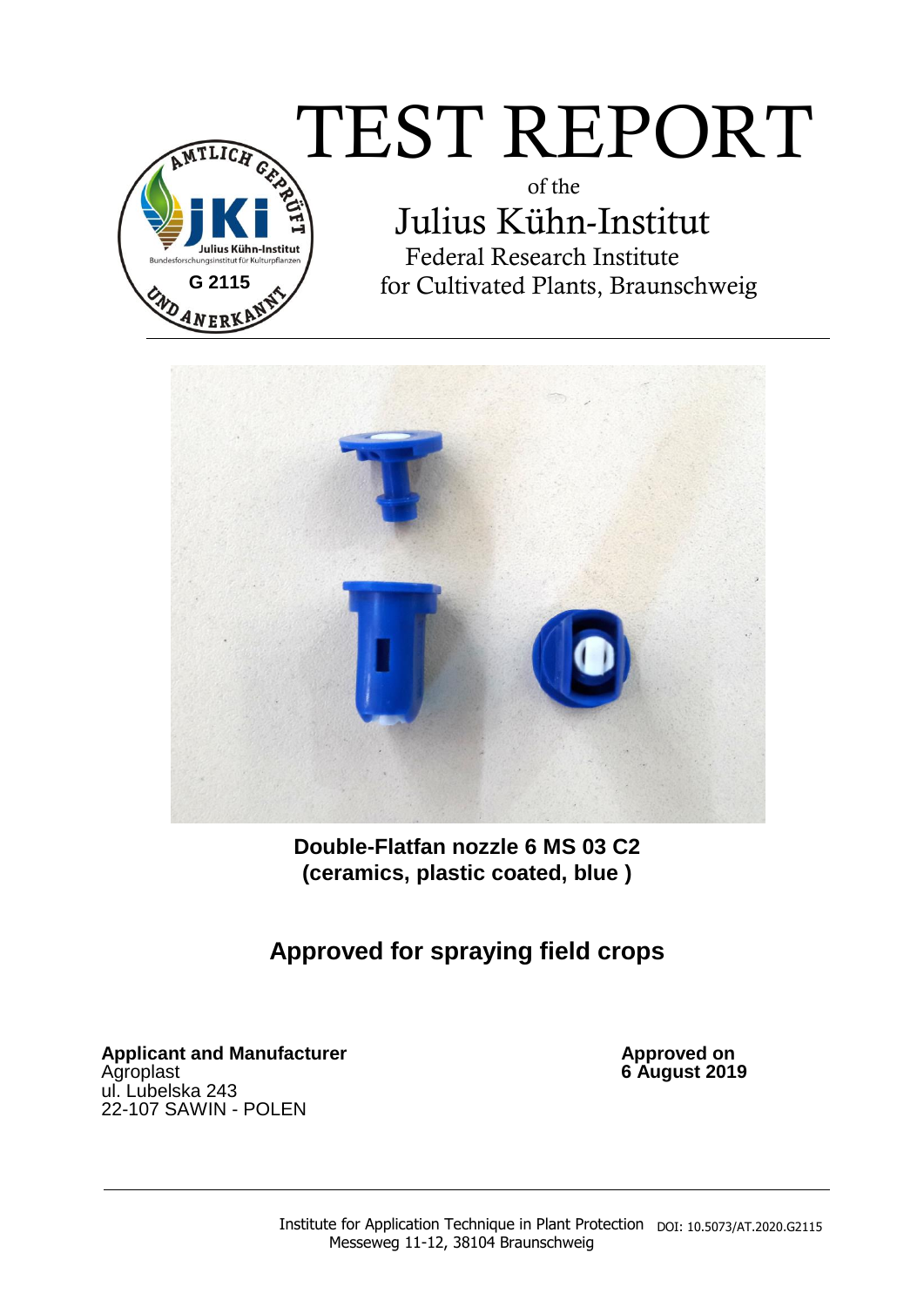# TEST REPORT

of the

## Julius Kühn-Institut

Federal Research Institute
for Cultivated Plants, Braunschweig

AMTLICH GEPRÜFT UND ANERKANNT
Julius Kühn-Institut
Bundesforschungsinstitut für Kulturpflanzen
G 2115

**Double-Flatfan nozzle 6 MS 03 C2**
**(ceramics, plastic coated, blue )**

## Approved for spraying field crops

**Applicant and Manufacturer**
Agroplast
ul. Lubelska 243
22-107 SAWIN - POLEN

**Approved on**
**6 August 2019**

Institute for Application Technique in Plant Protection
Messeweg 11-12, 38104 Braunschweig

DOI: 10.5073/AT.2020.G2115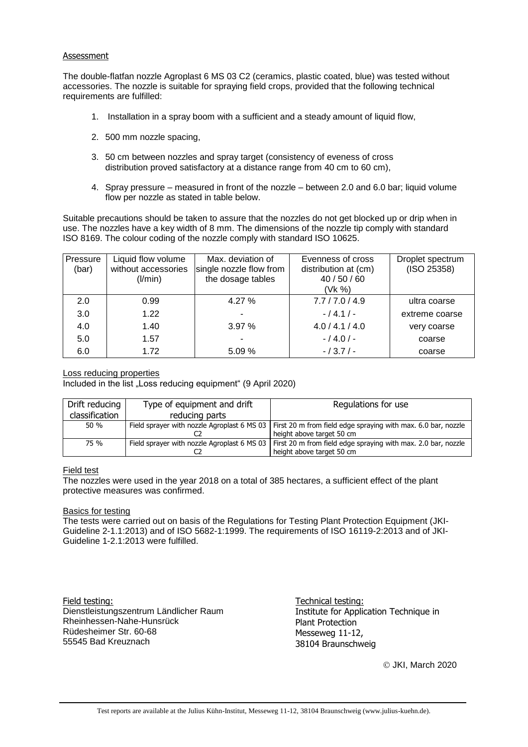## Assessment

The double-flatfan nozzle Agroplast 6 MS 03 C2 (ceramics, plastic coated, blue) was tested without accessories. The nozzle is suitable for spraying field crops, provided that the following technical requirements are fulfilled:

1. Installation in a spray boom with a sufficient and a steady amount of liquid flow,
2. 500 mm nozzle spacing,
3. 50 cm between nozzles and spray target (consistency of eveness of cross distribution proved satisfactory at a distance range from 40 cm to 60 cm),
4. Spray pressure – measured in front of the nozzle – between 2.0 and 6.0 bar; liquid volume flow per nozzle as stated in table below.

Suitable precautions should be taken to assure that the nozzles do not get blocked up or drip when in use. The nozzles have a key width of 8 mm. The dimensions of the nozzle tip comply with standard ISO 8169. The colour coding of the nozzle comply with standard ISO 10625.

| Pressure (bar) | Liquid flow volume without accessories (l/min) | Max. deviation of single nozzle flow from the dosage tables | Evenness of cross distribution at (cm) 40 / 50 / 60 (Vk %) | Droplet spectrum (ISO 25358) |
|---|---|---|---|---|
| 2.0 | 0.99 | 4.27 % | 7.7 / 7.0 / 4.9 | ultra coarse |
| 3.0 | 1.22 | - | - / 4.1 / - | extreme coarse |
| 4.0 | 1.40 | 3.97 % | 4.0 / 4.1 / 4.0 | very coarse |
| 5.0 | 1.57 | - | - / 4.0 / - | coarse |
| 6.0 | 1.72 | 5.09 % | - / 3.7 / - | coarse |

Loss reducing properties

Included in the list „Loss reducing equipment" (9 April 2020)

| Drift reducing classification | Type of equipment and drift reducing parts | Regulations for use |
|---|---|---|
| 50 % | Field sprayer with nozzle Agroplast 6 MS 03 C2 | First 20 m from field edge spraying with max. 6.0 bar, nozzle height above target 50 cm |
| 75 % | Field sprayer with nozzle Agroplast 6 MS 03 C2 | First 20 m from field edge spraying with max. 2.0 bar, nozzle height above target 50 cm |

Field test

The nozzles were used in the year 2018 on a total of 385 hectares, a sufficient effect of the plant protective measures was confirmed.

Basics for testing

The tests were carried out on basis of the Regulations for Testing Plant Protection Equipment (JKI-Guideline 2-1.1:2013) and of ISO 5682-1:1999. The requirements of ISO 16119-2:2013 and of JKI-Guideline 1-2.1:2013 were fulfilled.

Field testing:
Dienstleistungszentrum Ländlicher Raum
Rheinhessen-Nahe-Hunsrück
Rüdesheimer Str. 60-68
55545 Bad Kreuznach

Technical testing:
Institute for Application Technique in Plant Protection
Messeweg 11-12,
38104 Braunschweig

© JKI, March 2020

Test reports are available at the Julius Kühn-Institut, Messeweg 11-12, 38104 Braunschweig (www.julius-kuehn.de).